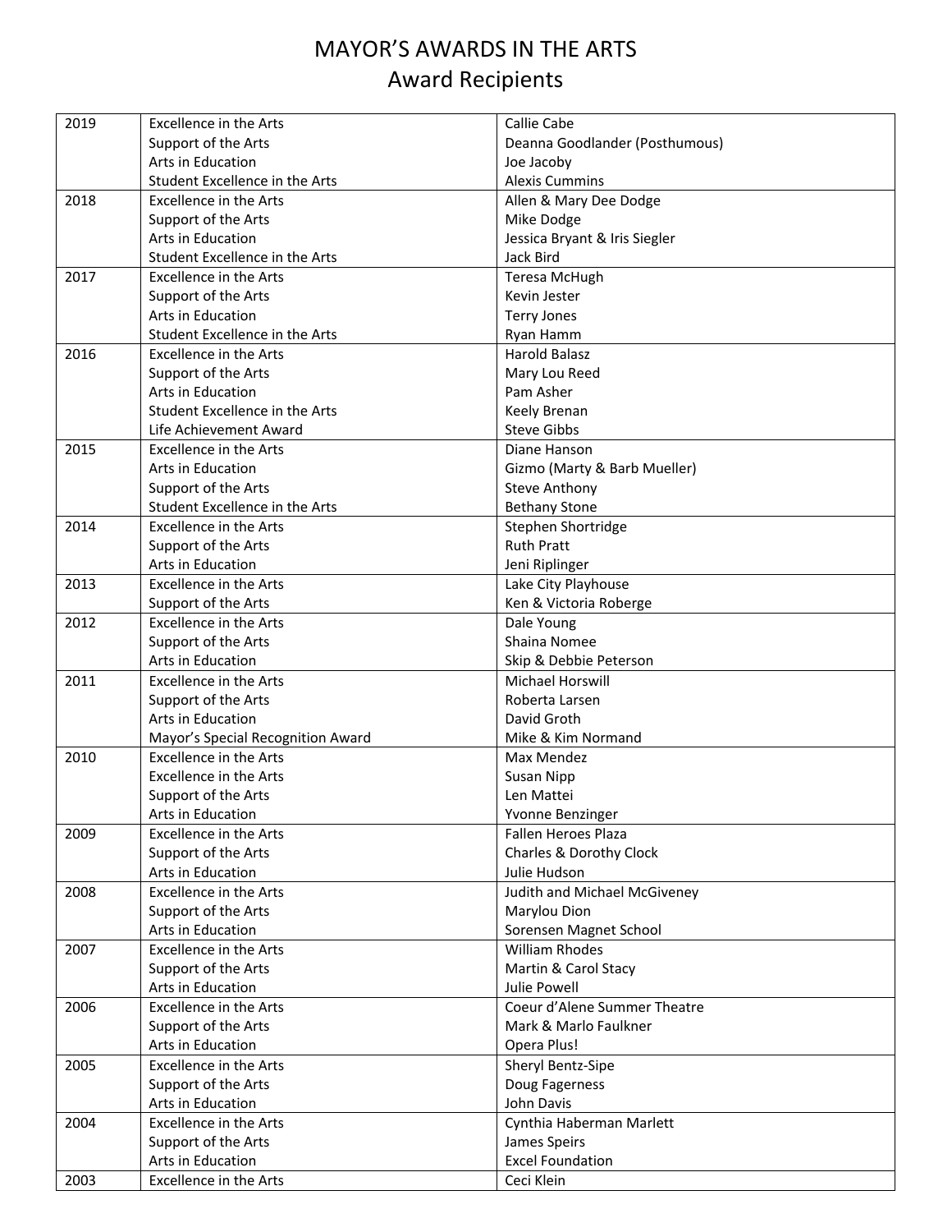# MAYOR'S AWARDS IN THE ARTS
## Award Recipients

| Year | Award | Recipient |
|---|---|---|
| 2019 | Excellence in the Arts | Callie Cabe |
| | Support of the Arts | Deanna Goodlander (Posthumous) |
| | Arts in Education | Joe Jacoby |
| | Student Excellence in the Arts | Alexis Cummins |
| 2018 | Excellence in the Arts | Allen & Mary Dee Dodge |
| | Support of the Arts | Mike Dodge |
| | Arts in Education | Jessica Bryant & Iris Siegler |
| | Student Excellence in the Arts | Jack Bird |
| 2017 | Excellence in the Arts | Teresa McHugh |
| | Support of the Arts | Kevin Jester |
| | Arts in Education | Terry Jones |
| | Student Excellence in the Arts | Ryan Hamm |
| 2016 | Excellence in the Arts | Harold Balasz |
| | Support of the Arts | Mary Lou Reed |
| | Arts in Education | Pam Asher |
| | Student Excellence in the Arts | Keely Brenan |
| | Life Achievement Award | Steve Gibbs |
| 2015 | Excellence in the Arts | Diane Hanson |
| | Arts in Education | Gizmo (Marty & Barb Mueller) |
| | Support of the Arts | Steve Anthony |
| | Student Excellence in the Arts | Bethany Stone |
| 2014 | Excellence in the Arts | Stephen Shortridge |
| | Support of the Arts | Ruth Pratt |
| | Arts in Education | Jeni Riplinger |
| 2013 | Excellence in the Arts | Lake City Playhouse |
| | Support of the Arts | Ken & Victoria Roberge |
| 2012 | Excellence in the Arts | Dale Young |
| | Support of the Arts | Shaina Nomee |
| | Arts in Education | Skip & Debbie Peterson |
| 2011 | Excellence in the Arts | Michael Horswill |
| | Support of the Arts | Roberta Larsen |
| | Arts in Education | David Groth |
| | Mayor's Special Recognition Award | Mike & Kim Normand |
| 2010 | Excellence in the Arts | Max Mendez |
| | Excellence in the Arts | Susan Nipp |
| | Support of the Arts | Len Mattei |
| | Arts in Education | Yvonne Benzinger |
| 2009 | Excellence in the Arts | Fallen Heroes Plaza |
| | Support of the Arts | Charles & Dorothy Clock |
| | Arts in Education | Julie Hudson |
| 2008 | Excellence in the Arts | Judith and Michael McGiveney |
| | Support of the Arts | Marylou Dion |
| | Arts in Education | Sorensen Magnet School |
| 2007 | Excellence in the Arts | William Rhodes |
| | Support of the Arts | Martin & Carol Stacy |
| | Arts in Education | Julie Powell |
| 2006 | Excellence in the Arts | Coeur d'Alene Summer Theatre |
| | Support of the Arts | Mark & Marlo Faulkner |
| | Arts in Education | Opera Plus! |
| 2005 | Excellence in the Arts | Sheryl Bentz-Sipe |
| | Support of the Arts | Doug Fagerness |
| | Arts in Education | John Davis |
| 2004 | Excellence in the Arts | Cynthia Haberman Marlett |
| | Support of the Arts | James Speirs |
| | Arts in Education | Excel Foundation |
| 2003 | Excellence in the Arts | Ceci Klein |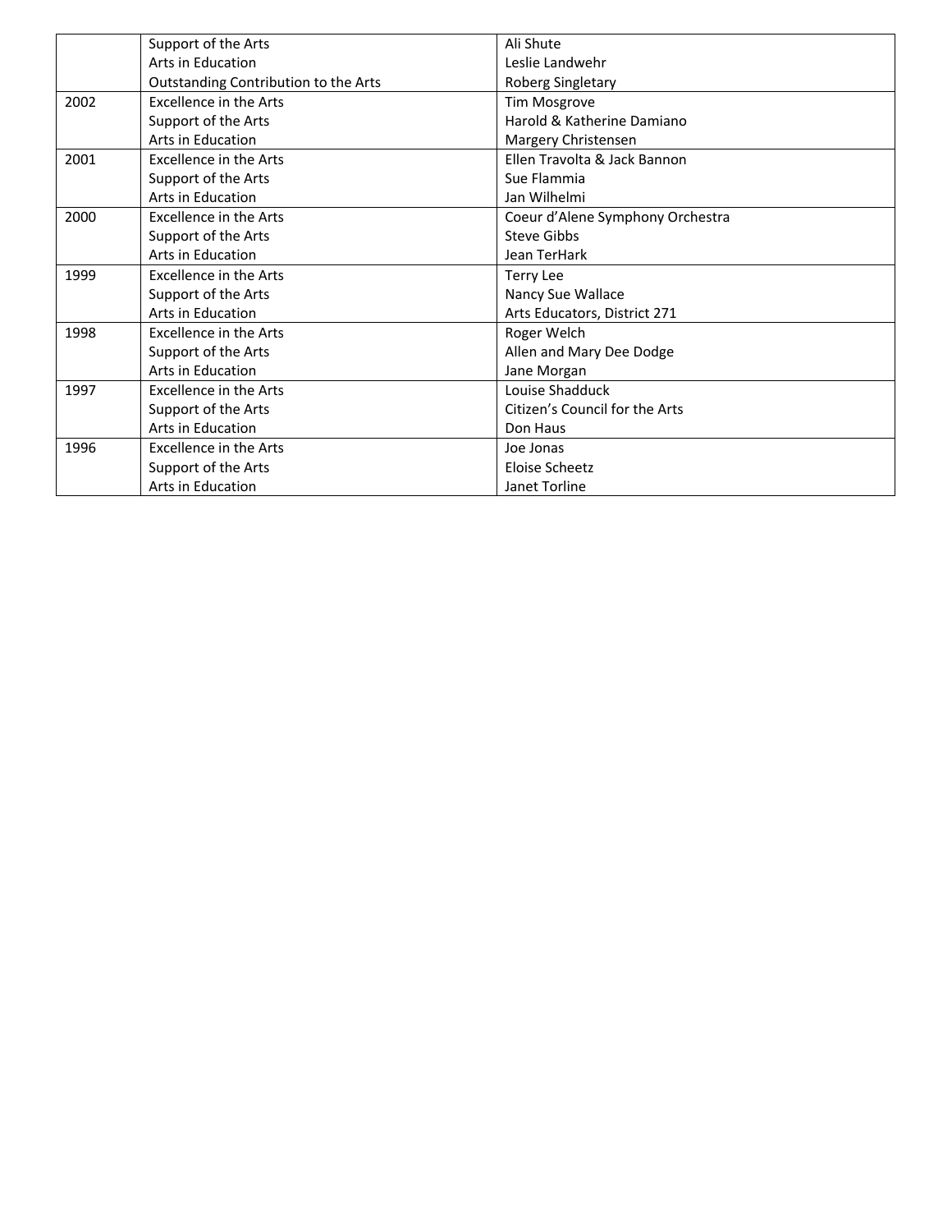| | | |
|---|---|---|
| | Support of the Arts | Ali Shute |
| | Arts in Education | Leslie Landwehr |
| | Outstanding Contribution to the Arts | Roberg Singletary |
| 2002 | Excellence in the Arts | Tim Mosgrove |
| | Support of the Arts | Harold & Katherine Damiano |
| | Arts in Education | Margery Christensen |
| 2001 | Excellence in the Arts | Ellen Travolta & Jack Bannon |
| | Support of the Arts | Sue Flammia |
| | Arts in Education | Jan Wilhelmi |
| 2000 | Excellence in the Arts | Coeur d'Alene Symphony Orchestra |
| | Support of the Arts | Steve Gibbs |
| | Arts in Education | Jean TerHark |
| 1999 | Excellence in the Arts | Terry Lee |
| | Support of the Arts | Nancy Sue Wallace |
| | Arts in Education | Arts Educators, District 271 |
| 1998 | Excellence in the Arts | Roger Welch |
| | Support of the Arts | Allen and Mary Dee Dodge |
| | Arts in Education | Jane Morgan |
| 1997 | Excellence in the Arts | Louise Shadduck |
| | Support of the Arts | Citizen's Council for the Arts |
| | Arts in Education | Don Haus |
| 1996 | Excellence in the Arts | Joe Jonas |
| | Support of the Arts | Eloise Scheetz |
| | Arts in Education | Janet Torline |